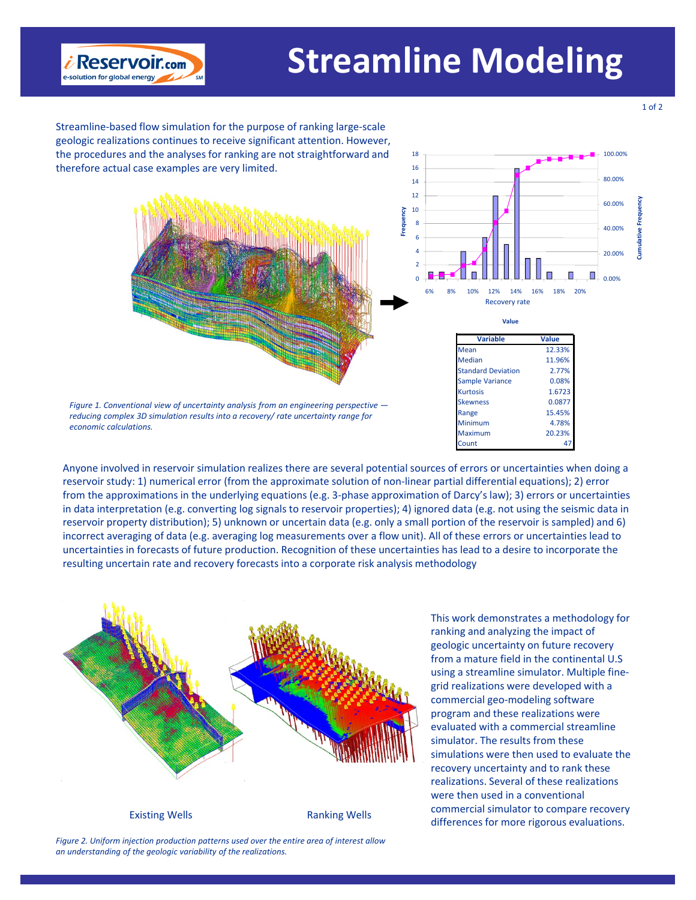# Streamline Modeling

iReservoir.com
e-solution for global energy

Streamline-based flow simulation for the purpose of ranking large-scale geologic realizations continues to receive significant attention. However, the procedures and the analyses for ranking are not straightforward and therefore actual case examples are very limited.

18
16
14
12
10
8
6
4
2
0
Frequency
6%
8%
10%
12%
14%
16%
18%
20%
Recovery rate
100.00%
80.00%
60.00%
40.00%
20.00%
0.00%
Cumulative Frequency

Value

| Variable | Value |
|---|---|
| Mean | 12.33% |
| Median | 11.96% |
| Standard Deviation | 2.77% |
| Sample Variance | 0.08% |
| Kurtosis | 1.6723 |
| Skewness | 0.0877 |
| Range | 15.45% |
| Minimum | 4.78% |
| Maximum | 20.23% |
| Count | 47 |

*Figure 1. Conventional view of uncertainty analysis from an engineering perspective — reducing complex 3D simulation results into a recovery/ rate uncertainty range for economic calculations.*

Anyone involved in reservoir simulation realizes there are several potential sources of errors or uncertainties when doing a reservoir study: 1) numerical error (from the approximate solution of non-linear partial differential equations); 2) error from the approximations in the underlying equations (e.g. 3-phase approximation of Darcy's law); 3) errors or uncertainties in data interpretation (e.g. converting log signals to reservoir properties); 4) ignored data (e.g. not using the seismic data in reservoir property distribution); 5) unknown or uncertain data (e.g. only a small portion of the reservoir is sampled) and 6) incorrect averaging of data (e.g. averaging log measurements over a flow unit). All of these errors or uncertainties lead to uncertainties in forecasts of future production. Recognition of these uncertainties has lead to a desire to incorporate the resulting uncertain rate and recovery forecasts into a corporate risk analysis methodology

Existing Wells

Ranking Wells

*Figure 2. Uniform injection production patterns used over the entire area of interest allow an understanding of the geologic variability of the realizations.*

This work demonstrates a methodology for ranking and analyzing the impact of geologic uncertainty on future recovery from a mature field in the continental U.S using a streamline simulator. Multiple fine-grid realizations were developed with a commercial geo-modeling software program and these realizations were evaluated with a commercial streamline simulator. The results from these simulations were then used to evaluate the recovery uncertainty and to rank these realizations. Several of these realizations were then used in a conventional commercial simulator to compare recovery differences for more rigorous evaluations.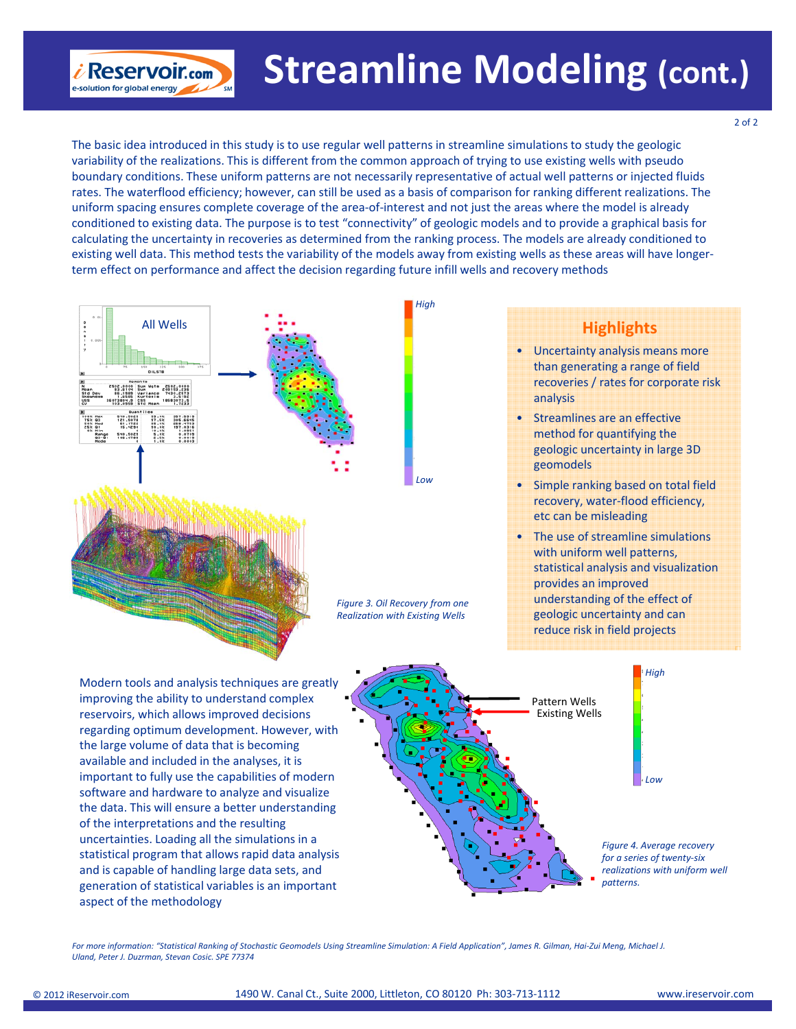# Streamline Modeling (cont.)

The basic idea introduced in this study is to use regular well patterns in streamline simulations to study the geologic variability of the realizations. This is different from the common approach of trying to use existing wells with pseudo boundary conditions. These uniform patterns are not necessarily representative of actual well patterns or injected fluids rates. The waterflood efficiency; however, can still be used as a basis of comparison for ranking different realizations. The uniform spacing ensures complete coverage of the area-of-interest and not just the areas where the model is already conditioned to existing data. The purpose is to test "connectivity" of geologic models and to provide a graphical basis for calculating the uncertainty in recoveries as determined from the ranking process. The models are already conditioned to existing well data. This method tests the variability of the models away from existing wells as these areas will have longer-term effect on performance and affect the decision regarding future infill wells and recovery methods

All Wells

High

Low

*Figure 3. Oil Recovery from one Realization with Existing Wells*

## Highlights

- Uncertainty analysis means more than generating a range of field recoveries / rates for corporate risk analysis
- Streamlines are an effective method for quantifying the geologic uncertainty in large 3D geomodels
- Simple ranking based on total field recovery, water-flood efficiency, etc can be misleading
- The use of streamline simulations with uniform well patterns, statistical analysis and visualization provides an improved understanding of the effect of geologic uncertainty and can reduce risk in field projects

Modern tools and analysis techniques are greatly improving the ability to understand complex reservoirs, which allows improved decisions regarding optimum development. However, with the large volume of data that is becoming available and included in the analyses, it is important to fully use the capabilities of modern software and hardware to analyze and visualize the data. This will ensure a better understanding of the interpretations and the resulting uncertainties. Loading all the simulations in a statistical program that allows rapid data analysis and is capable of handling large data sets, and generation of statistical variables is an important aspect of the methodology

Pattern Wells

Existing Wells

High

Low

*Figure 4. Average recovery for a series of twenty-six realizations with uniform well patterns.*

*For more information: "Statistical Ranking of Stochastic Geomodels Using Streamline Simulation: A Field Application", James R. Gilman, Hai-Zui Meng, Michael J. Uland, Peter J. Duzrman, Stevan Cosic. SPE 77374*

© 2012 iReservoir.com 1490 W. Canal Ct., Suite 2000, Littleton, CO 80120 Ph: 303-713-1112 www.ireservoir.com